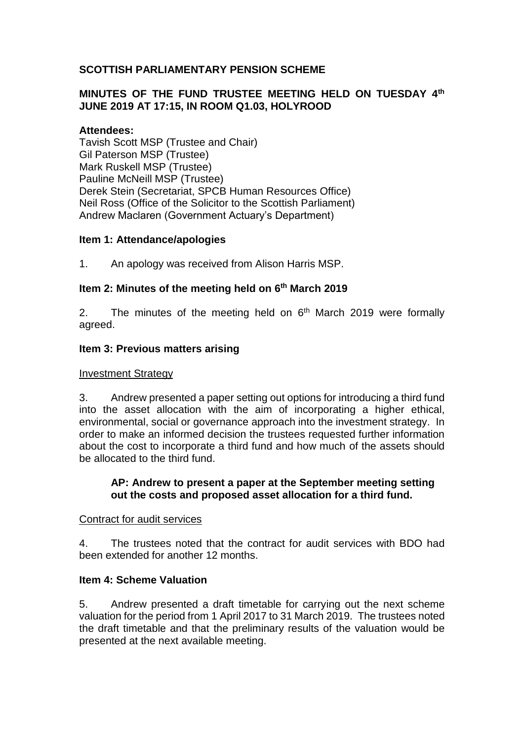# SCOTTISH PARLIAMENTARY PENSION SCHEME

## MINUTES OF THE FUND TRUSTEE MEETING HELD ON TUESDAY 4th JUNE 2019 AT 17:15, IN ROOM Q1.03, HOLYROOD

**Attendees:**

Tavish Scott MSP (Trustee and Chair)
Gil Paterson MSP (Trustee)
Mark Ruskell MSP (Trustee)
Pauline McNeill MSP (Trustee)
Derek Stein (Secretariat, SPCB Human Resources Office)
Neil Ross (Office of the Solicitor to the Scottish Parliament)
Andrew Maclaren (Government Actuary's Department)

### Item 1: Attendance/apologies

1. An apology was received from Alison Harris MSP.

### Item 2: Minutes of the meeting held on 6th March 2019

2. The minutes of the meeting held on 6th March 2019 were formally agreed.

### Item 3: Previous matters arising

Investment Strategy

3. Andrew presented a paper setting out options for introducing a third fund into the asset allocation with the aim of incorporating a higher ethical, environmental, social or governance approach into the investment strategy. In order to make an informed decision the trustees requested further information about the cost to incorporate a third fund and how much of the assets should be allocated to the third fund.

> **AP: Andrew to present a paper at the September meeting setting out the costs and proposed asset allocation for a third fund.**

Contract for audit services

4. The trustees noted that the contract for audit services with BDO had been extended for another 12 months.

### Item 4: Scheme Valuation

5. Andrew presented a draft timetable for carrying out the next scheme valuation for the period from 1 April 2017 to 31 March 2019. The trustees noted the draft timetable and that the preliminary results of the valuation would be presented at the next available meeting.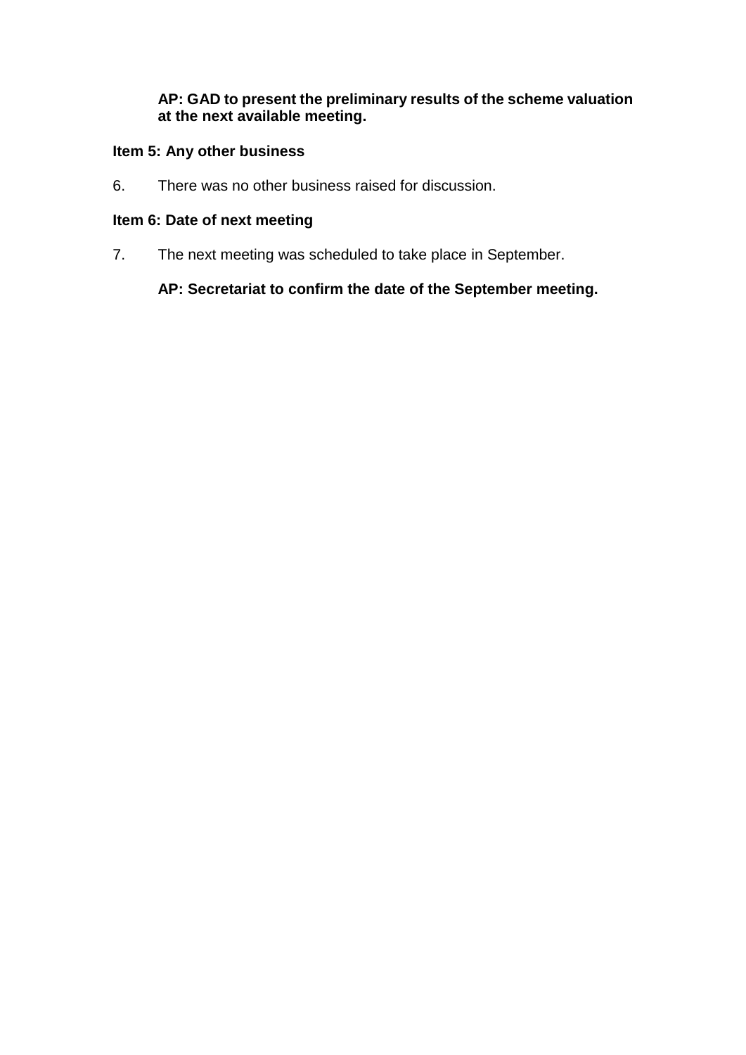**AP: GAD to present the preliminary results of the scheme valuation at the next available meeting.**

**Item 5: Any other business**

6. There was no other business raised for discussion.

**Item 6: Date of next meeting**

7. The next meeting was scheduled to take place in September.

**AP: Secretariat to confirm the date of the September meeting.**